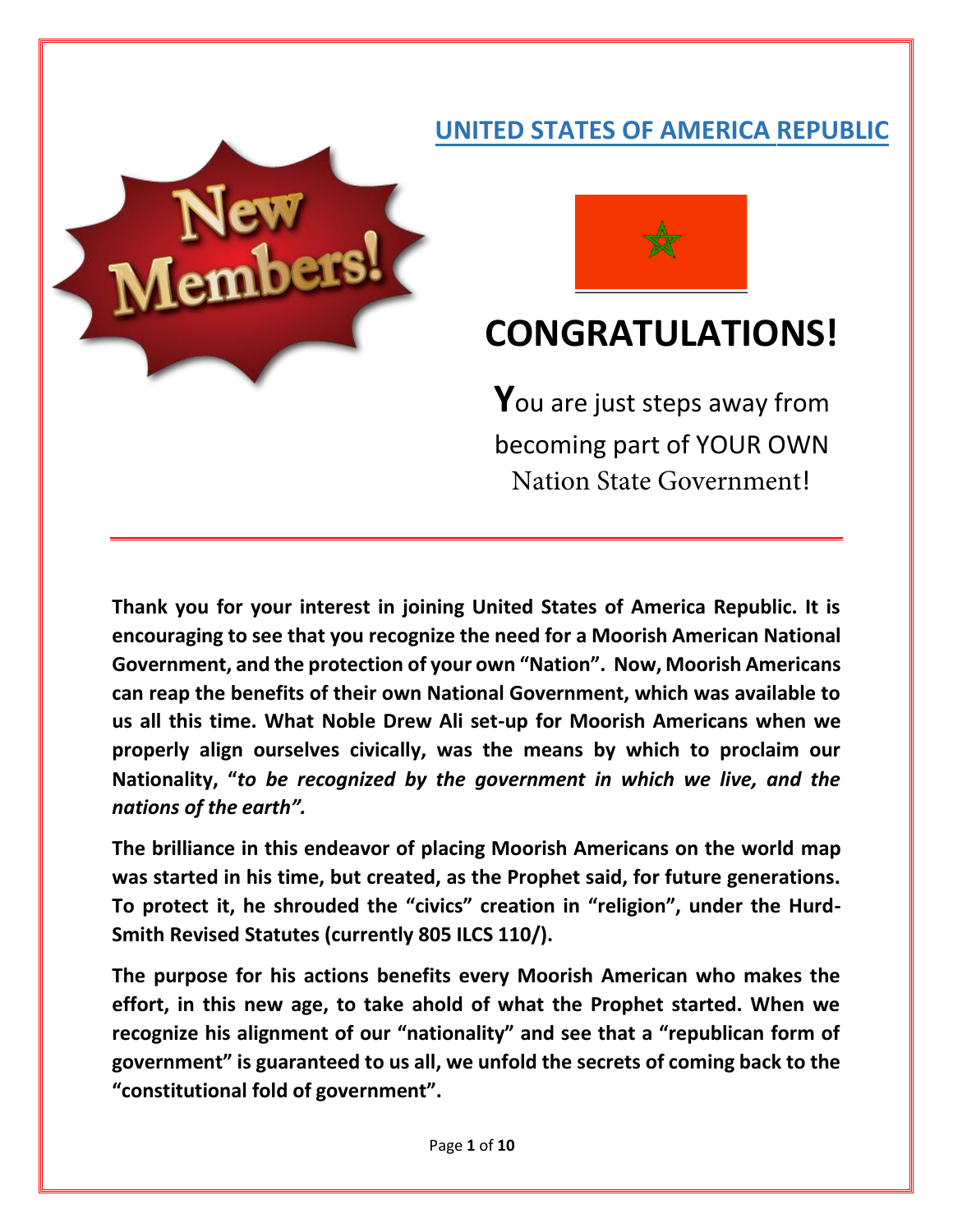## UNITED STATES OF AMERICA REPUBLIC

New Members!

# CONGRATULATIONS!

You are just steps away from becoming part of YOUR OWN Nation State Government!

---

**Thank you for your interest in joining United States of America Republic. It is encouraging to see that you recognize the need for a Moorish American National Government, and the protection of your own "Nation". Now, Moorish Americans can reap the benefits of their own National Government, which was available to us all this time. What Noble Drew Ali set-up for Moorish Americans when we properly align ourselves civically, was the means by which to proclaim our Nationality, "*to be recognized by the government in which we live, and the nations of the earth".***

**The brilliance in this endeavor of placing Moorish Americans on the world map was started in his time, but created, as the Prophet said, for future generations. To protect it, he shrouded the "civics" creation in "religion", under the Hurd-Smith Revised Statutes (currently 805 ILCS 110/).**

**The purpose for his actions benefits every Moorish American who makes the effort, in this new age, to take ahold of what the Prophet started. When we recognize his alignment of our "nationality" and see that a "republican form of government" is guaranteed to us all, we unfold the secrets of coming back to the "constitutional fold of government".**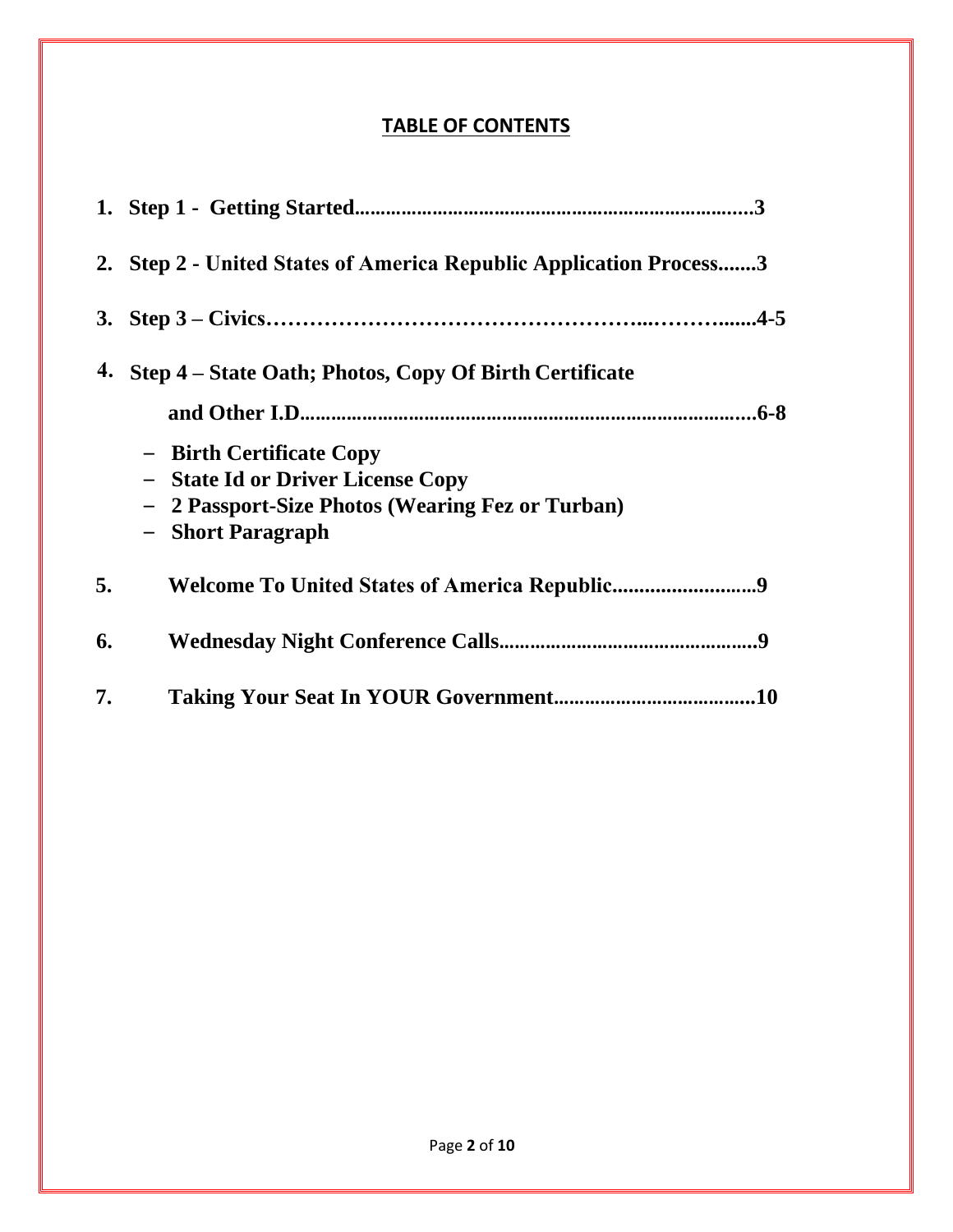## TABLE OF CONTENTS

1. **Step 1 - Getting Started.........................................................................3**
2. **Step 2 - United States of America Republic Application Process.......3**
3. **Step 3 – Civics…………………………………………...………......4-5**
4. **Step 4 – State Oath; Photos, Copy Of Birth Certificate and Other I.D........................................................................................6-8**
   - **Birth Certificate Copy**
   - **State Id or Driver License Copy**
   - **2 Passport-Size Photos (Wearing Fez or Turban)**
   - **Short Paragraph**
5. **Welcome To United States of America Republic..........................9**
6. **Wednesday Night Conference Calls................................................9**
7. **Taking Your Seat In YOUR Government......................................10**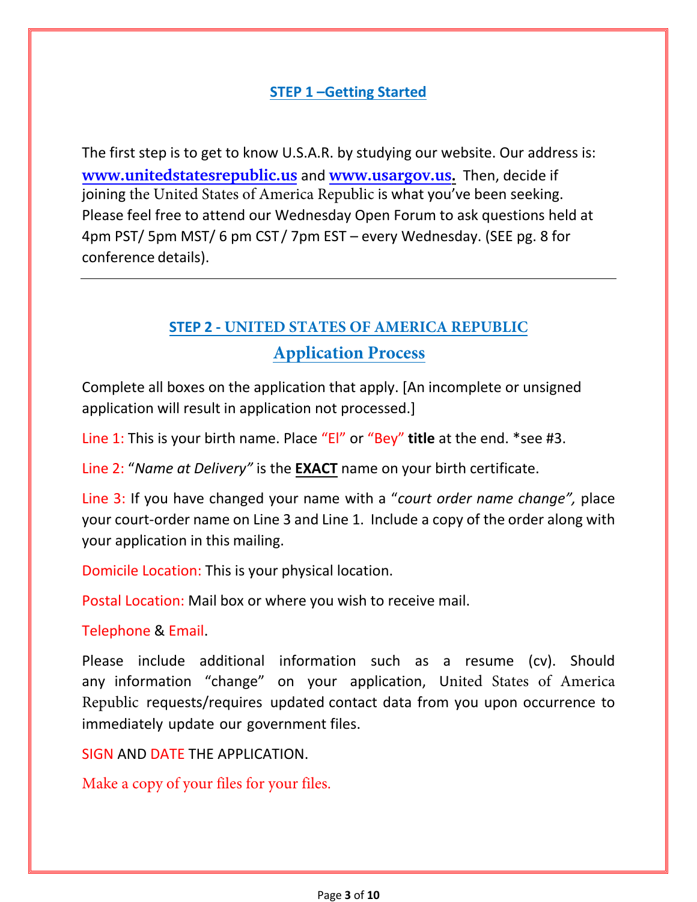## STEP 1 –Getting Started

The first step is to get to know U.S.A.R. by studying our website. Our address is: **www.unitedstatesrepublic.us** and **www.usargov.us.** Then, decide if joining the United States of America Republic is what you've been seeking. Please feel free to attend our Wednesday Open Forum to ask questions held at 4pm PST/ 5pm MST/ 6 pm CST / 7pm EST – every Wednesday. (SEE pg. 8 for conference details).

---

## STEP 2 - UNITED STATES OF AMERICA REPUBLIC

## Application Process

Complete all boxes on the application that apply. [An incomplete or unsigned application will result in application not processed.]

Line 1: This is your birth name. Place "El" or "Bey" **title** at the end. *see #3.

Line 2: "*Name at Delivery*" is the **EXACT** name on your birth certificate.

Line 3: If you have changed your name with a "*court order name change",* place your court-order name on Line 3 and Line 1. Include a copy of the order along with your application in this mailing.

Domicile Location: This is your physical location.

Postal Location: Mail box or where you wish to receive mail.

Telephone & Email.

Please include additional information such as a resume (cv). Should any information "change" on your application, United States of America Republic requests/requires updated contact data from you upon occurrence to immediately update our government files.

SIGN AND DATE THE APPLICATION.

Make a copy of your files for your files.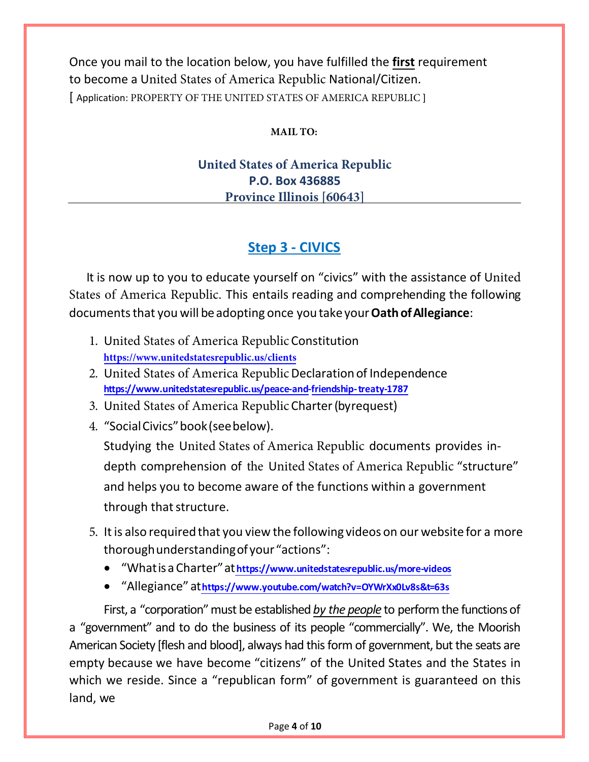Once you mail to the location below, you have fulfilled the **first** requirement to become a United States of America Republic National/Citizen.
[ Application: PROPERTY OF THE UNITED STATES OF AMERICA REPUBLIC ]

**MAIL TO:**

**United States of America Republic**
**P.O. Box 436885**
**Province Illinois [60643]**

## Step 3 - CIVICS

It is now up to you to educate yourself on "civics" with the assistance of United States of America Republic. This entails reading and comprehending the following documents that you will be adopting once you take your **Oath of Allegiance**:

1. United States of America Republic Constitution
   **https://www.unitedstatesrepublic.us/clients**
2. United States of America Republic Declaration of Independence
   **https://www.unitedstatesrepublic.us/peace-and-friendship-treaty-1787**
3. United States of America Republic Charter (by request)
4. "Social Civics" book (see below).

   Studying the United States of America Republic documents provides in-depth comprehension of the United States of America Republic "structure" and helps you to become aware of the functions within a government through that structure.

5. It is also required that you view the following videos on our website for a more thorough understanding of your "actions":
   - "What is a Charter" at **https://www.unitedstatesrepublic.us/more-videos**
   - "Allegiance" at **https://www.youtube.com/watch?v=OYWrXx0Lv8s&t=63s**

First, a "corporation" must be established *by the people* to perform the functions of a "government" and to do the business of its people "commercially". We, the Moorish American Society [flesh and blood], always had this form of government, but the seats are empty because we have become "citizens" of the United States and the States in which we reside. Since a "republican form" of government is guaranteed on this land, we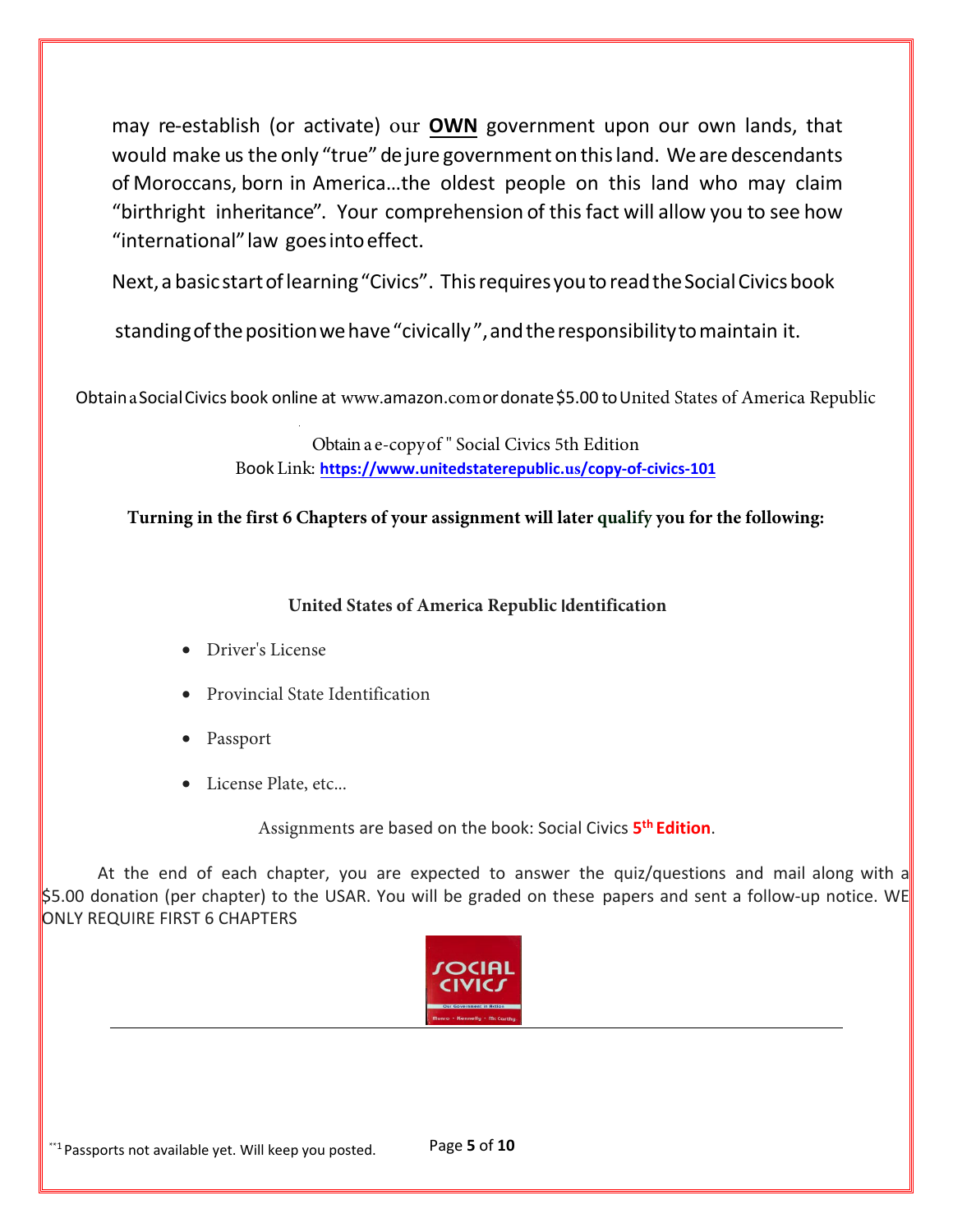may re-establish (or activate) our **OWN** government upon our own lands, that would make us the only "true" de jure government on this land. We are descendants of Moroccans, born in America…the oldest people on this land who may claim "birthright inheritance". Your comprehension of this fact will allow you to see how "international" law goes into effect.

Next, a basic start of learning "Civics". This requires you to read the Social Civics book

standing of the position we have "civically", and the responsibility to maintain it.

Obtain a Social Civics book online at www.amazon.com or donate $5.00 to United States of America Republic

Obtain a e-copy of " Social Civics 5th Edition
Book Link: **https://www.unitedstaterepublic.us/copy-of-civics-101**

**Turning in the first 6 Chapters of your assignment will later qualify you for the following:**

**United States of America Republic Identification**

- Driver's License
- Provincial State Identification
- Passport
- License Plate, etc…

Assignments are based on the book: Social Civics **5th Edition**.

At the end of each chapter, you are expected to answer the quiz/questions and mail along with a $5.00 donation (per chapter) to the USAR. You will be graded on these papers and sent a follow-up notice. WE ONLY REQUIRE FIRST 6 CHAPTERS

---

**[1] Passports not available yet. Will keep you posted.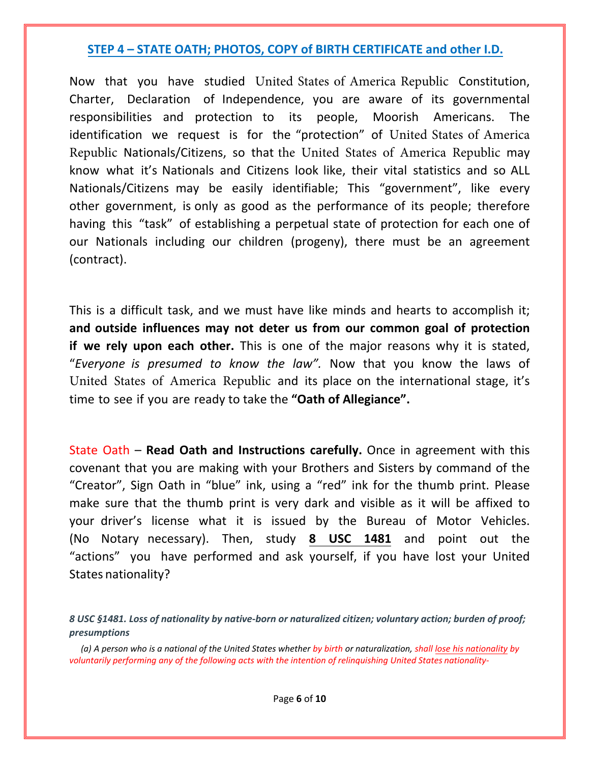## STEP 4 – STATE OATH; PHOTOS, COPY of BIRTH CERTIFICATE and other I.D.

Now that you have studied United States of America Republic Constitution, Charter, Declaration of Independence, you are aware of its governmental responsibilities and protection to its people, Moorish Americans. The identification we request is for the "protection" of United States of America Republic Nationals/Citizens, so that the United States of America Republic may know what it's Nationals and Citizens look like, their vital statistics and so ALL Nationals/Citizens may be easily identifiable; This "government", like every other government, is only as good as the performance of its people; therefore having this "task" of establishing a perpetual state of protection for each one of our Nationals including our children (progeny), there must be an agreement (contract).

This is a difficult task, and we must have like minds and hearts to accomplish it; **and outside influences may not deter us from our common goal of protection if we rely upon each other.** This is one of the major reasons why it is stated, "*Everyone is presumed to know the law".* Now that you know the laws of United States of America Republic and its place on the international stage, it's time to see if you are ready to take the **"Oath of Allegiance".**

State Oath – **Read Oath and Instructions carefully.** Once in agreement with this covenant that you are making with your Brothers and Sisters by command of the "Creator", Sign Oath in "blue" ink, using a "red" ink for the thumb print. Please make sure that the thumb print is very dark and visible as it will be affixed to your driver's license what it is issued by the Bureau of Motor Vehicles. (No Notary necessary). Then, study **8 USC 1481** and point out the "actions" you have performed and ask yourself, if you have lost your United States nationality?

***8 USC §1481. Loss of nationality by native-born or naturalized citizen; voluntary action; burden of proof; presumptions***

*(a) A person who is a national of the United States whether by birth or naturalization, shall lose his nationality by voluntarily performing any of the following acts with the intention of relinquishing United States nationality-*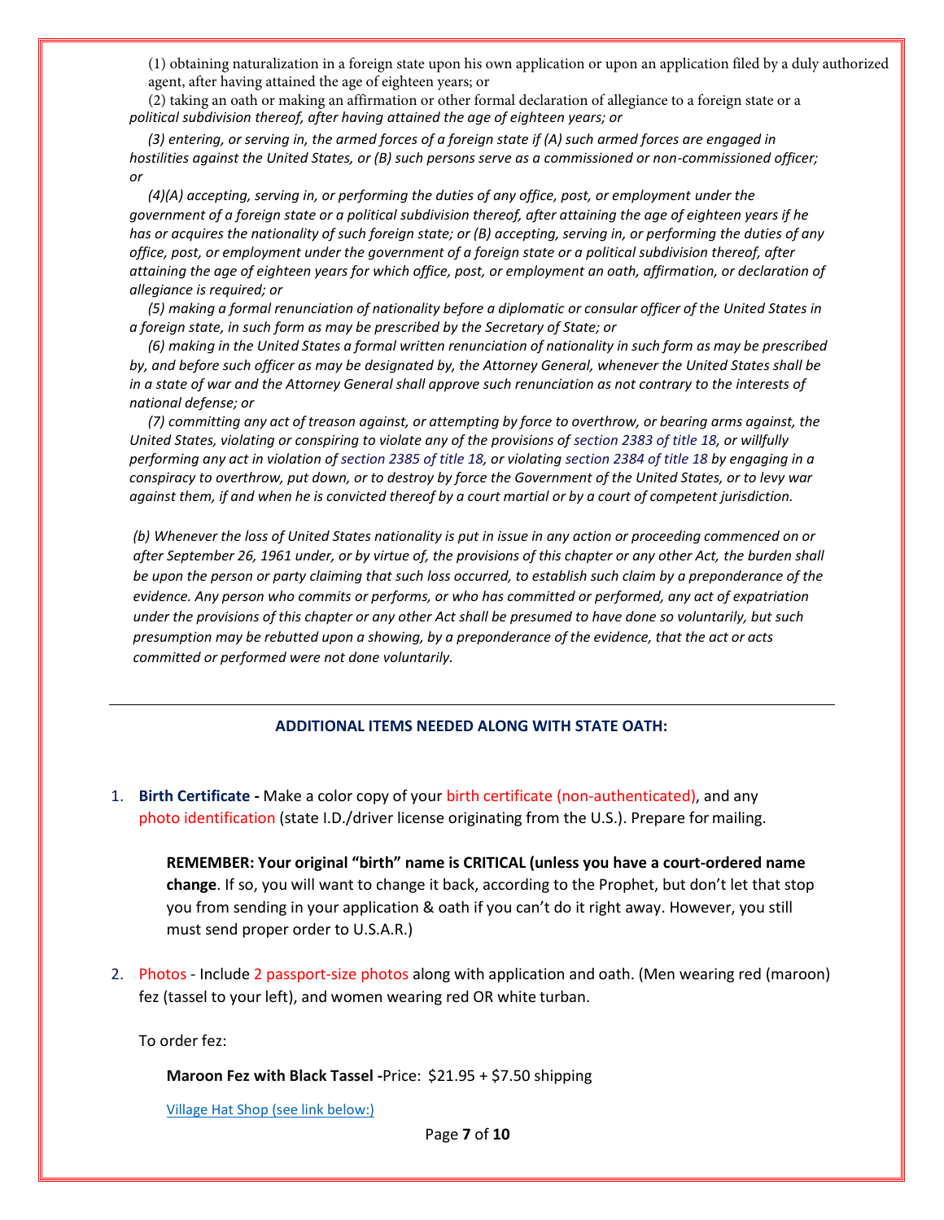(1) obtaining naturalization in a foreign state upon his own application or upon an application filed by a duly authorized agent, after having attained the age of eighteen years; or

(2) taking an oath or making an affirmation or other formal declaration of allegiance to a foreign state or a *political subdivision thereof, after having attained the age of eighteen years; or*

*(3) entering, or serving in, the armed forces of a foreign state if (A) such armed forces are engaged in hostilities against the United States, or (B) such persons serve as a commissioned or non-commissioned officer; or*

*(4)(A) accepting, serving in, or performing the duties of any office, post, or employment under the government of a foreign state or a political subdivision thereof, after attaining the age of eighteen years if he has or acquires the nationality of such foreign state; or (B) accepting, serving in, or performing the duties of any office, post, or employment under the government of a foreign state or a political subdivision thereof, after attaining the age of eighteen years for which office, post, or employment an oath, affirmation, or declaration of allegiance is required; or*

*(5) making a formal renunciation of nationality before a diplomatic or consular officer of the United States in a foreign state, in such form as may be prescribed by the Secretary of State; or*

*(6) making in the United States a formal written renunciation of nationality in such form as may be prescribed by, and before such officer as may be designated by, the Attorney General, whenever the United States shall be in a state of war and the Attorney General shall approve such renunciation as not contrary to the interests of national defense; or*

*(7) committing any act of treason against, or attempting by force to overthrow, or bearing arms against, the United States, violating or conspiring to violate any of the provisions of section 2383 of title 18, or willfully performing any act in violation of section 2385 of title 18, or violating section 2384 of title 18 by engaging in a conspiracy to overthrow, put down, or to destroy by force the Government of the United States, or to levy war against them, if and when he is convicted thereof by a court martial or by a court of competent jurisdiction.*

*(b) Whenever the loss of United States nationality is put in issue in any action or proceeding commenced on or after September 26, 1961 under, or by virtue of, the provisions of this chapter or any other Act, the burden shall be upon the person or party claiming that such loss occurred, to establish such claim by a preponderance of the evidence. Any person who commits or performs, or who has committed or performed, any act of expatriation under the provisions of this chapter or any other Act shall be presumed to have done so voluntarily, but such presumption may be rebutted upon a showing, by a preponderance of the evidence, that the act or acts committed or performed were not done voluntarily.*

---

## ADDITIONAL ITEMS NEEDED ALONG WITH STATE OATH:

1. **Birth Certificate -** Make a color copy of your birth certificate (non-authenticated), and any photo identification (state I.D./driver license originating from the U.S.). Prepare for mailing.

   **REMEMBER: Your original "birth" name is CRITICAL (unless you have a court-ordered name change**. If so, you will want to change it back, according to the Prophet, but don't let that stop you from sending in your application & oath if you can't do it right away. However, you still must send proper order to U.S.A.R.)

2. Photos - Include 2 passport-size photos along with application and oath. (Men wearing red (maroon) fez (tassel to your left), and women wearing red OR white turban.

   To order fez:

   **Maroon Fez with Black Tassel -**Price: $21.95 + $7.50 shipping

   Village Hat Shop (see link below:)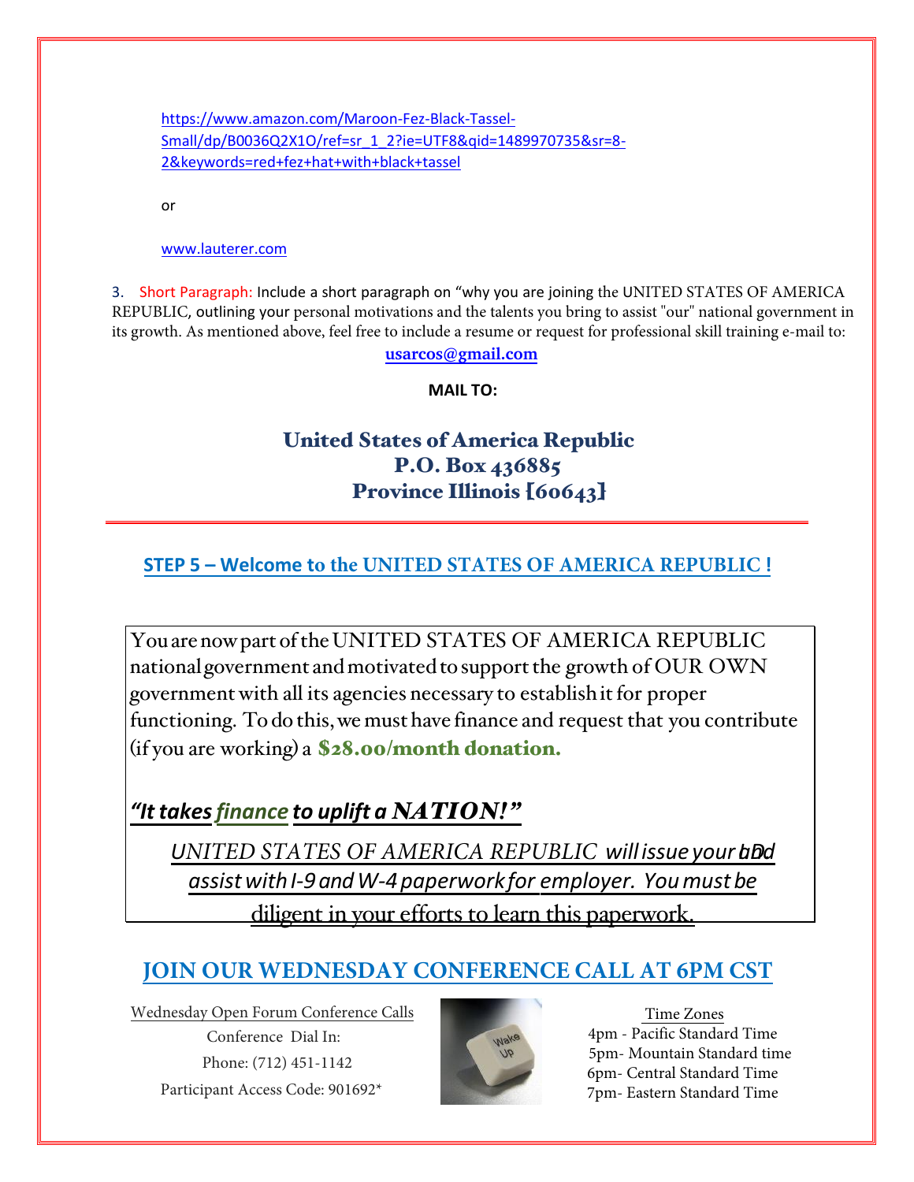https://www.amazon.com/Maroon-Fez-Black-Tassel-Small/dp/B0036Q2X1O/ref=sr_1_2?ie=UTF8&qid=1489970735&sr=8-2&keywords=red+fez+hat+with+black+tassel

or

www.lauterer.com

3. Short Paragraph: Include a short paragraph on "why you are joining the UNITED STATES OF AMERICA REPUBLIC, outlining your personal motivations and the talents you bring to assist "our" national government in its growth. As mentioned above, feel free to include a resume or request for professional skill training e-mail to:

**usarcos@gmail.com**

**MAIL TO:**

**United States of America Republic**
**P.O. Box 436885**
**Province Illinois [60643]**

## STEP 5 – Welcome to the UNITED STATES OF AMERICA REPUBLIC !

You are now part of the UNITED STATES OF AMERICA REPUBLIC national government and motivated to support the growth of OUR OWN government with all its agencies necessary to establish it for proper functioning. To do this, we must have finance and request that you contribute (if you are working) a **$28.00/month donation.**

***"It takes finance to uplift a NATION!"***

*UNITED STATES OF AMERICA REPUBLIC will issue your ID and assist with I-9 and W-4 paperwork for employer. You must be* diligent in your efforts to learn this paperwork.

## JOIN OUR WEDNESDAY CONFERENCE CALL AT 6PM CST

Wednesday Open Forum Conference Calls
Conference Dial In:
Phone: (712) 451-1142
Participant Access Code: 901692*

Time Zones
4pm - Pacific Standard Time
5pm- Mountain Standard time
6pm- Central Standard Time
7pm- Eastern Standard Time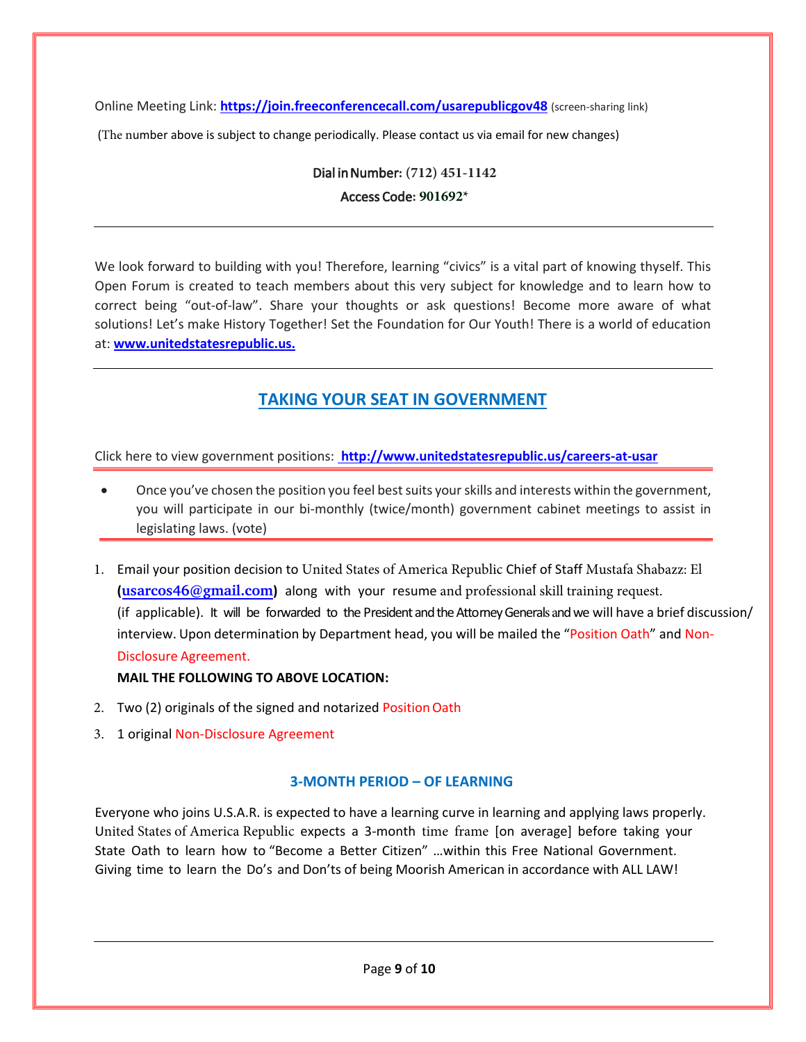Online Meeting Link: **https://join.freeconferencecall.com/usarepublicgov48** (screen-sharing link)

(The number above is subject to change periodically. Please contact us via email for new changes)

Dial in Number: (712) 451-1142

Access Code: 901692*

---

We look forward to building with you! Therefore, learning "civics" is a vital part of knowing thyself. This Open Forum is created to teach members about this very subject for knowledge and to learn how to correct being "out-of-law". Share your thoughts or ask questions! Become more aware of what solutions! Let's make History Together! Set the Foundation for Our Youth! There is a world of education at: **www.unitedstatesrepublic.us.**

---

## TAKING YOUR SEAT IN GOVERNMENT

Click here to view government positions: **http://www.unitedstatesrepublic.us/careers-at-usar**

- Once you've chosen the position you feel best suits your skills and interests within the government, you will participate in our bi-monthly (twice/month) government cabinet meetings to assist in legislating laws. (vote)

1. Email your position decision to United States of America Republic Chief of Staff Mustafa Shabazz: El (**usarcos46@gmail.com**) along with your resume and professional skill training request. (if applicable). It will be forwarded to the President and the Attorney Generals and we will have a brief discussion/ interview. Upon determination by Department head, you will be mailed the "Position Oath" and Non-Disclosure Agreement.

   **MAIL THE FOLLOWING TO ABOVE LOCATION:**

2. Two (2) originals of the signed and notarized Position Oath
3. 1 original Non-Disclosure Agreement

### 3-MONTH PERIOD – OF LEARNING

Everyone who joins U.S.A.R. is expected to have a learning curve in learning and applying laws properly. United States of America Republic expects a 3-month time frame [on average] before taking your State Oath to learn how to "Become a Better Citizen" …within this Free National Government. Giving time to learn the Do's and Don'ts of being Moorish American in accordance with ALL LAW!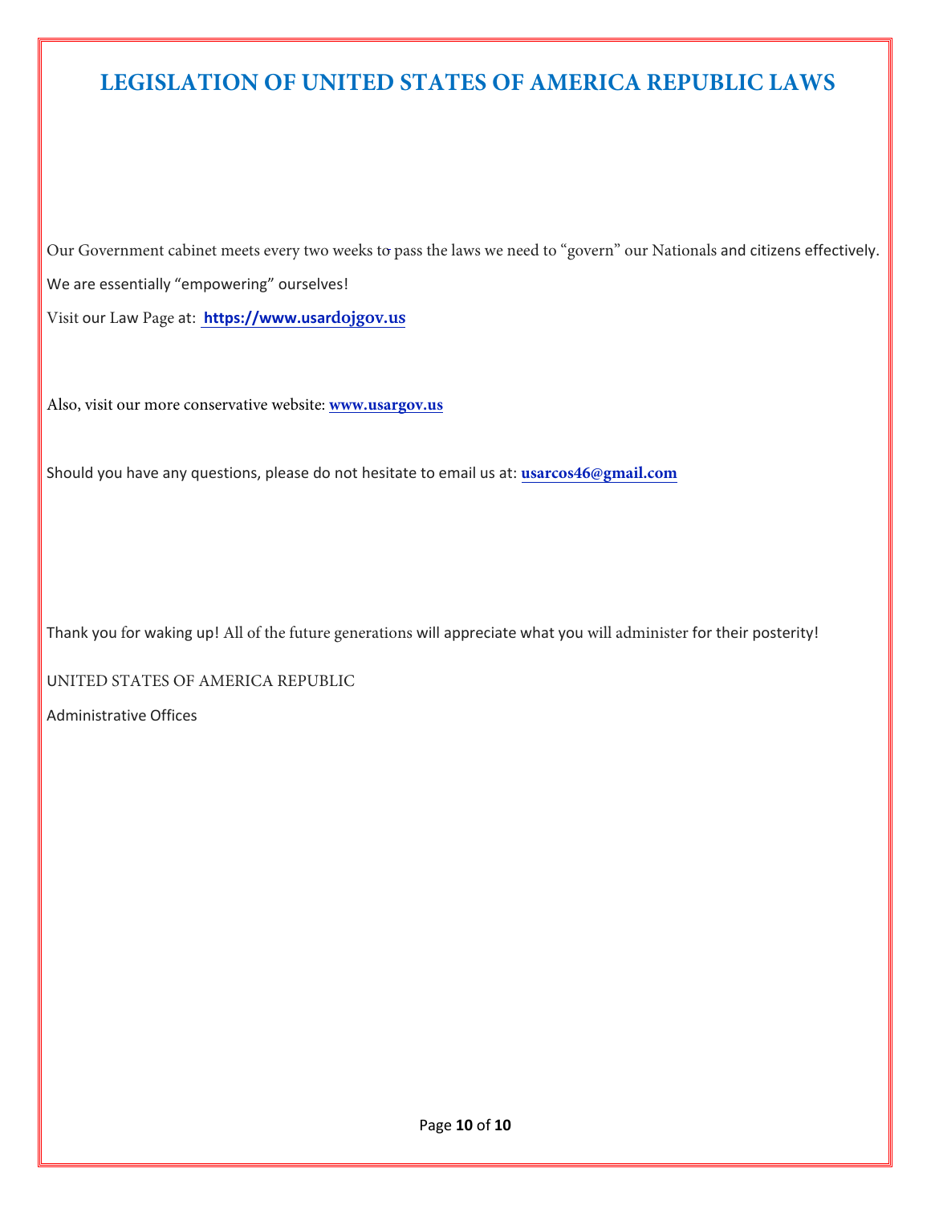# LEGISLATION OF UNITED STATES OF AMERICA REPUBLIC LAWS

Our Government cabinet meets every two weeks to pass the laws we need to "govern" our Nationals and citizens effectively. We are essentially "empowering" ourselves!

Visit our Law Page at: **https://www.usardojgov.us**

Also, visit our more conservative website: **www.usargov.us**

Should you have any questions, please do not hesitate to email us at: **usarcos46@gmail.com**

Thank you for waking up! All of the future generations will appreciate what you will administer for their posterity!

UNITED STATES OF AMERICA REPUBLIC

Administrative Offices